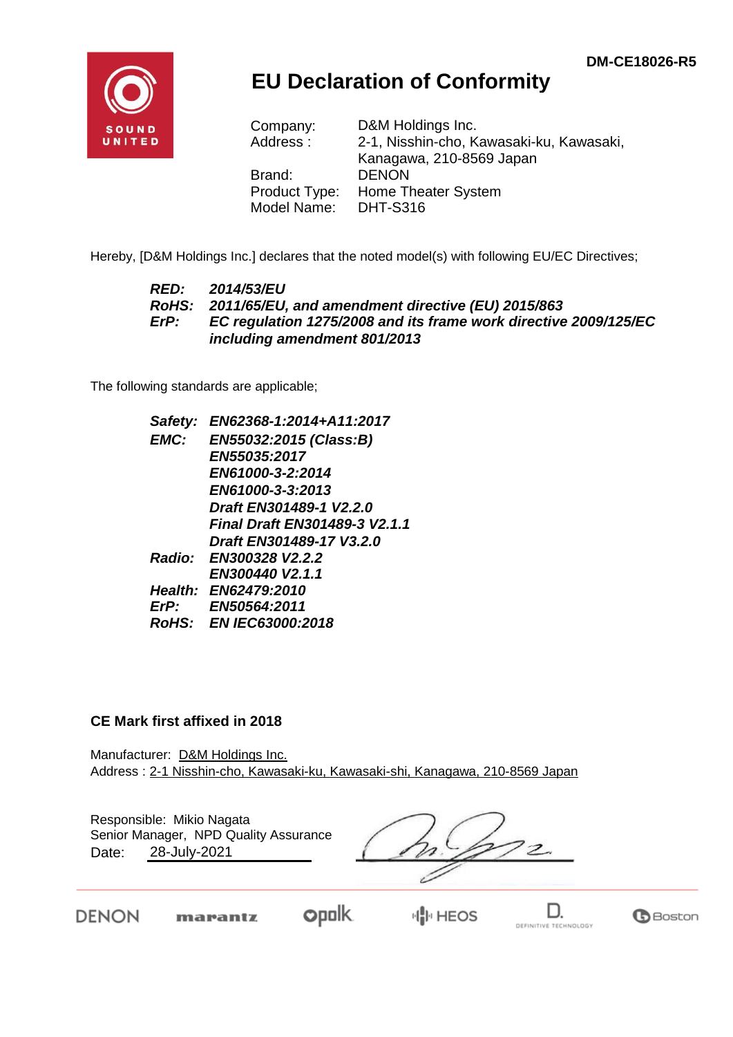DM-CE18026-R5

# EU Declaration of Conformity

| | |
|---|---|
| Company: | D&M Holdings Inc. |
| Address : | 2-1, Nisshin-cho, Kawasaki-ku, Kawasaki, Kanagawa, 210-8569 Japan |
| Brand: | DENON |
| Product Type: | Home Theater System |
| Model Name: | DHT-S316 |

Hereby, [D&M Holdings Inc.] declares that the noted model(s) with following EU/EC Directives;

***RED:*** ***2014/53/EU***
***RoHS:*** ***2011/65/EU, and amendment directive (EU) 2015/863***
***ErP:*** ***EC regulation 1275/2008 and its frame work directive 2009/125/EC including amendment 801/2013***

The following standards are applicable;

***Safety:*** ***EN62368-1:2014+A11:2017***
***EMC:*** ***EN55032:2015 (Class:B)***
***EN55035:2017***
***EN61000-3-2:2014***
***EN61000-3-3:2013***
***Draft EN301489-1 V2.2.0***
***Final Draft EN301489-3 V2.1.1***
***Draft EN301489-17 V3.2.0***
***Radio:*** ***EN300328 V2.2.2***
***EN300440 V2.1.1***
***Health:*** ***EN62479:2010***
***ErP:*** ***EN50564:2011***
***RoHS:*** ***EN IEC63000:2018***

**CE Mark first affixed in 2018**

Manufacturer: D&M Holdings Inc.
Address : 2-1 Nisshin-cho, Kawasaki-ku, Kawasaki-shi, Kanagawa, 210-8569 Japan

Responsible: Mikio Nagata
Senior Manager, NPD Quality Assurance
Date: 28-July-2021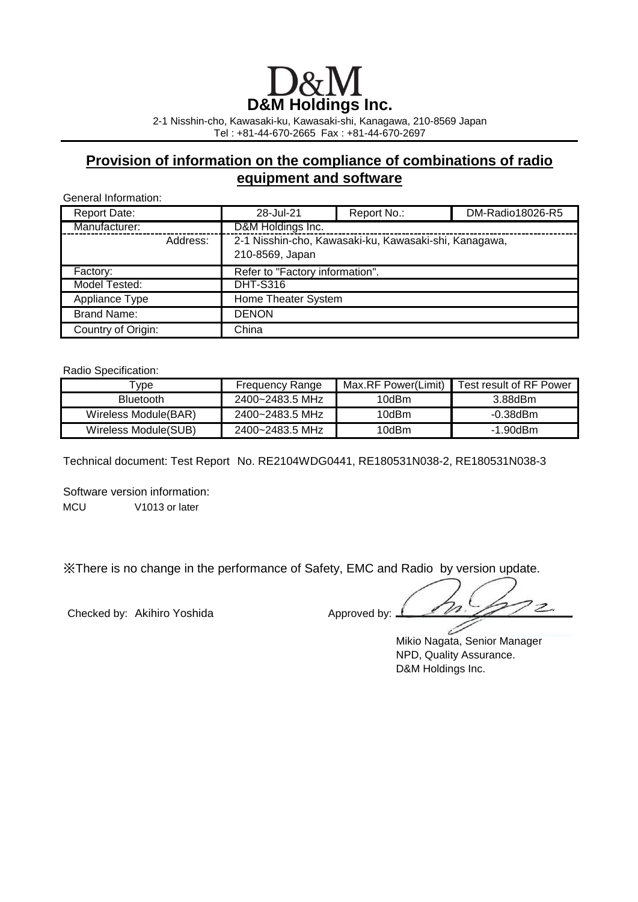# D&M
**D&M Holdings Inc.**

2-1 Nisshin-cho, Kawasaki-ku, Kawasaki-shi, Kanagawa, 210-8569 Japan
Tel : +81-44-670-2665 Fax : +81-44-670-2697

## Provision of information on the compliance of combinations of radio equipment and software

General Information:

| | | | |
|---|---|---|---|
| Report Date: | 28-Jul-21 | Report No.: | DM-Radio18026-R5 |
| Manufacturer: | D&M Holdings Inc. | | |
| Address: | 2-1 Nisshin-cho, Kawasaki-ku, Kawasaki-shi, Kanagawa, 210-8569, Japan | | |
| Factory: | Refer to "Factory information". | | |
| Model Tested: | DHT-S316 | | |
| Appliance Type | Home Theater System | | |
| Brand Name: | DENON | | |
| Country of Origin: | China | | |

Radio Specification:

| Type | Frequency Range | Max.RF Power(Limit) | Test result of RF Power |
|---|---|---|---|
| Bluetooth | 2400~2483.5 MHz | 10dBm | 3.88dBm |
| Wireless Module(BAR) | 2400~2483.5 MHz | 10dBm | -0.38dBm |
| Wireless Module(SUB) | 2400~2483.5 MHz | 10dBm | -1.90dBm |

Technical document: Test Report No. RE2104WDG0441, RE180531N038-2, RE180531N038-3

Software version information:
MCU V1013 or later

※There is no change in the performance of Safety, EMC and Radio by version update.

Checked by: Akihiro Yoshida

Approved by:

Mikio Nagata, Senior Manager
NPD, Quality Assurance.
D&M Holdings Inc.